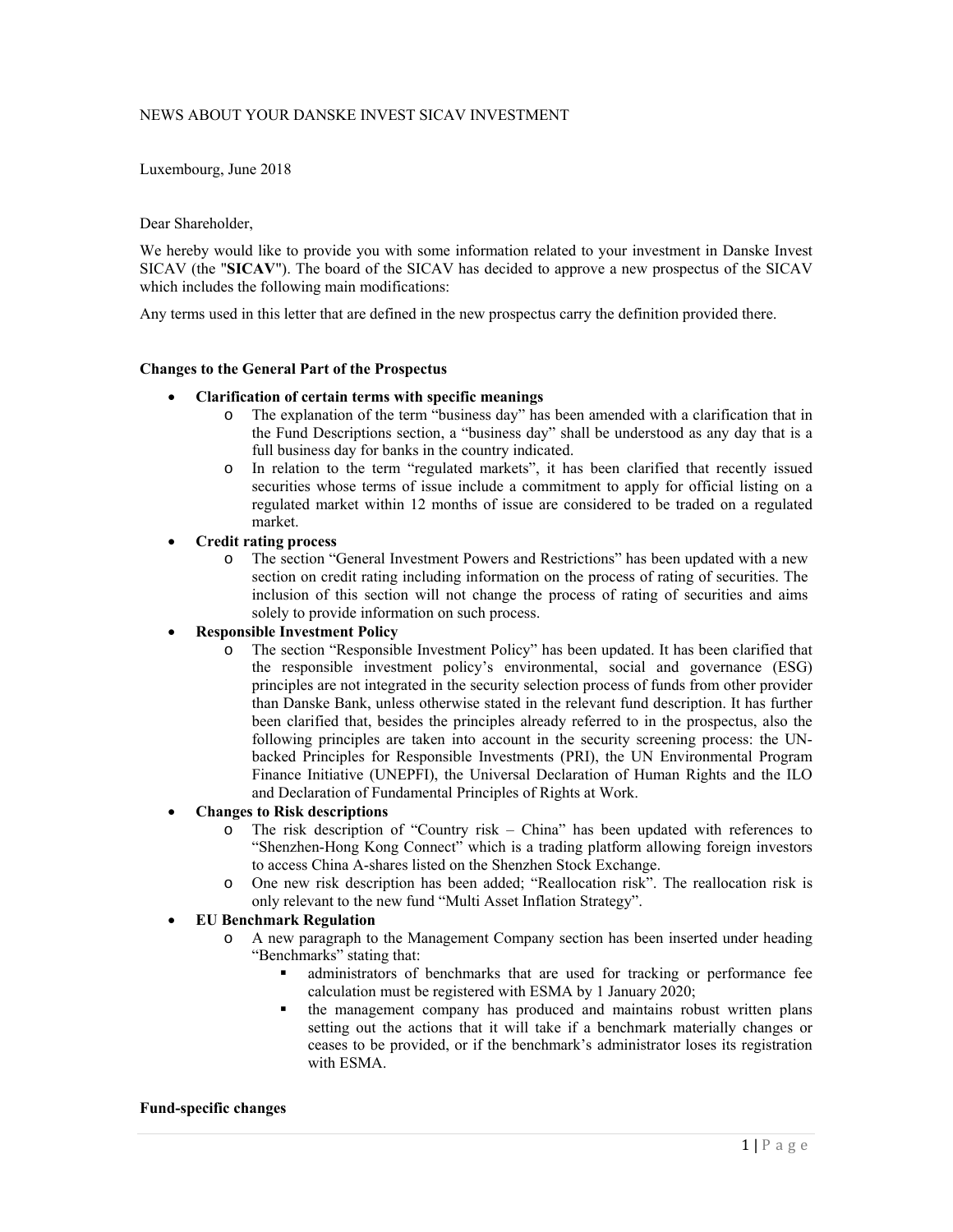NEWS ABOUT YOUR DANSKE INVEST SICAV INVESTMENT

Luxembourg, June 2018

Dear Shareholder,

We hereby would like to provide you with some information related to your investment in Danske Invest SICAV (the "**SICAV**"). The board of the SICAV has decided to approve a new prospectus of the SICAV which includes the following main modifications:

Any terms used in this letter that are defined in the new prospectus carry the definition provided there.

**Changes to the General Part of the Prospectus**

- **Clarification of certain terms with specific meanings**
  - The explanation of the term "business day" has been amended with a clarification that in the Fund Descriptions section, a "business day" shall be understood as any day that is a full business day for banks in the country indicated.
  - In relation to the term "regulated markets", it has been clarified that recently issued securities whose terms of issue include a commitment to apply for official listing on a regulated market within 12 months of issue are considered to be traded on a regulated market.
- **Credit rating process**
  - The section "General Investment Powers and Restrictions" has been updated with a new section on credit rating including information on the process of rating of securities. The inclusion of this section will not change the process of rating of securities and aims solely to provide information on such process.
- **Responsible Investment Policy**
  - The section "Responsible Investment Policy" has been updated. It has been clarified that the responsible investment policy's environmental, social and governance (ESG) principles are not integrated in the security selection process of funds from other provider than Danske Bank, unless otherwise stated in the relevant fund description. It has further been clarified that, besides the principles already referred to in the prospectus, also the following principles are taken into account in the security screening process: the UN-backed Principles for Responsible Investments (PRI), the UN Environmental Program Finance Initiative (UNEPFI), the Universal Declaration of Human Rights and the ILO and Declaration of Fundamental Principles of Rights at Work.
- **Changes to Risk descriptions**
  - The risk description of "Country risk – China" has been updated with references to "Shenzhen-Hong Kong Connect" which is a trading platform allowing foreign investors to access China A-shares listed on the Shenzhen Stock Exchange.
  - One new risk description has been added; "Reallocation risk". The reallocation risk is only relevant to the new fund "Multi Asset Inflation Strategy".
- **EU Benchmark Regulation**
  - A new paragraph to the Management Company section has been inserted under heading "Benchmarks" stating that:
    - administrators of benchmarks that are used for tracking or performance fee calculation must be registered with ESMA by 1 January 2020;
    - the management company has produced and maintains robust written plans setting out the actions that it will take if a benchmark materially changes or ceases to be provided, or if the benchmark's administrator loses its registration with ESMA.

**Fund-specific changes**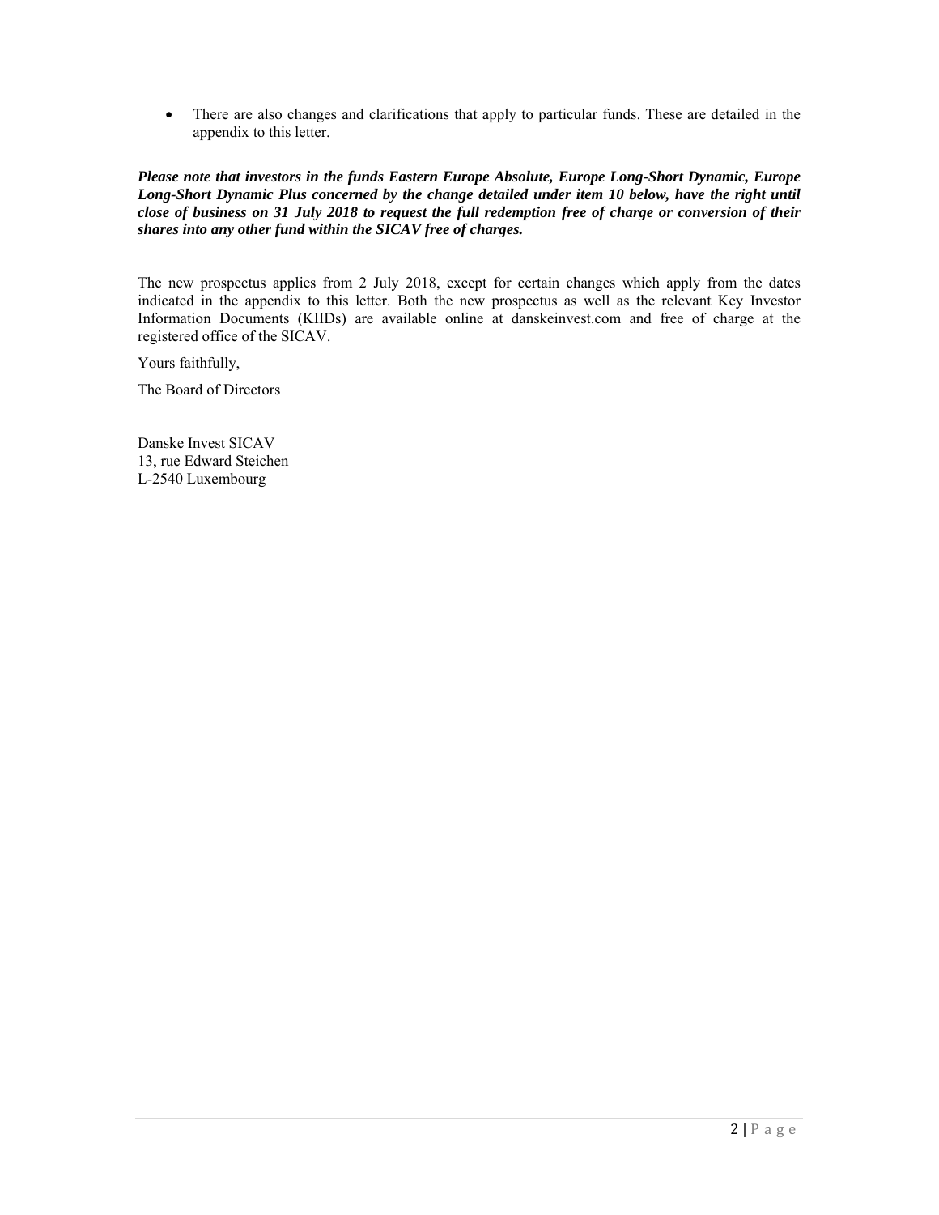- There are also changes and clarifications that apply to particular funds. These are detailed in the appendix to this letter.

***Please note that investors in the funds Eastern Europe Absolute, Europe Long-Short Dynamic, Europe Long-Short Dynamic Plus concerned by the change detailed under item 10 below, have the right until close of business on 31 July 2018 to request the full redemption free of charge or conversion of their shares into any other fund within the SICAV free of charges.***

The new prospectus applies from 2 July 2018, except for certain changes which apply from the dates indicated in the appendix to this letter. Both the new prospectus as well as the relevant Key Investor Information Documents (KIIDs) are available online at danskeinvest.com and free of charge at the registered office of the SICAV.

Yours faithfully,

The Board of Directors

Danske Invest SICAV  
13, rue Edward Steichen  
L-2540 Luxembourg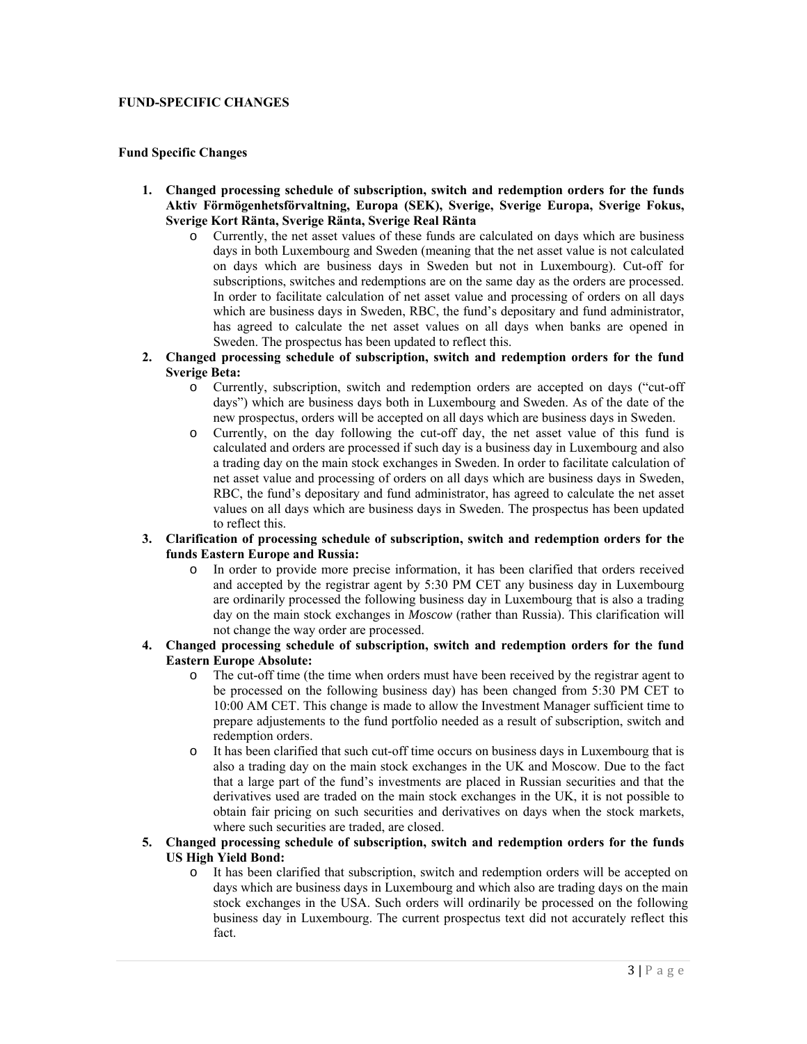## FUND-SPECIFIC CHANGES

### Fund Specific Changes

1. **Changed processing schedule of subscription, switch and redemption orders for the funds Aktiv Förmögenhetsförvaltning, Europa (SEK), Sverige, Sverige Europa, Sverige Fokus, Sverige Kort Ränta, Sverige Ränta, Sverige Real Ränta**
   - Currently, the net asset values of these funds are calculated on days which are business days in both Luxembourg and Sweden (meaning that the net asset value is not calculated on days which are business days in Sweden but not in Luxembourg). Cut-off for subscriptions, switches and redemptions are on the same day as the orders are processed. In order to facilitate calculation of net asset value and processing of orders on all days which are business days in Sweden, RBC, the fund's depositary and fund administrator, has agreed to calculate the net asset values on all days when banks are opened in Sweden. The prospectus has been updated to reflect this.
2. **Changed processing schedule of subscription, switch and redemption orders for the fund Sverige Beta:**
   - Currently, subscription, switch and redemption orders are accepted on days ("cut-off days") which are business days both in Luxembourg and Sweden. As of the date of the new prospectus, orders will be accepted on all days which are business days in Sweden.
   - Currently, on the day following the cut-off day, the net asset value of this fund is calculated and orders are processed if such day is a business day in Luxembourg and also a trading day on the main stock exchanges in Sweden. In order to facilitate calculation of net asset value and processing of orders on all days which are business days in Sweden, RBC, the fund's depositary and fund administrator, has agreed to calculate the net asset values on all days which are business days in Sweden. The prospectus has been updated to reflect this.
3. **Clarification of processing schedule of subscription, switch and redemption orders for the funds Eastern Europe and Russia:**
   - In order to provide more precise information, it has been clarified that orders received and accepted by the registrar agent by 5:30 PM CET any business day in Luxembourg are ordinarily processed the following business day in Luxembourg that is also a trading day on the main stock exchanges in *Moscow* (rather than Russia). This clarification will not change the way order are processed.
4. **Changed processing schedule of subscription, switch and redemption orders for the fund Eastern Europe Absolute:**
   - The cut-off time (the time when orders must have been received by the registrar agent to be processed on the following business day) has been changed from 5:30 PM CET to 10:00 AM CET. This change is made to allow the Investment Manager sufficient time to prepare adjustements to the fund portfolio needed as a result of subscription, switch and redemption orders.
   - It has been clarified that such cut-off time occurs on business days in Luxembourg that is also a trading day on the main stock exchanges in the UK and Moscow. Due to the fact that a large part of the fund's investments are placed in Russian securities and that the derivatives used are traded on the main stock exchanges in the UK, it is not possible to obtain fair pricing on such securities and derivatives on days when the stock markets, where such securities are traded, are closed.
5. **Changed processing schedule of subscription, switch and redemption orders for the funds US High Yield Bond:**
   - It has been clarified that subscription, switch and redemption orders will be accepted on days which are business days in Luxembourg and which also are trading days on the main stock exchanges in the USA. Such orders will ordinarily be processed on the following business day in Luxembourg. The current prospectus text did not accurately reflect this fact.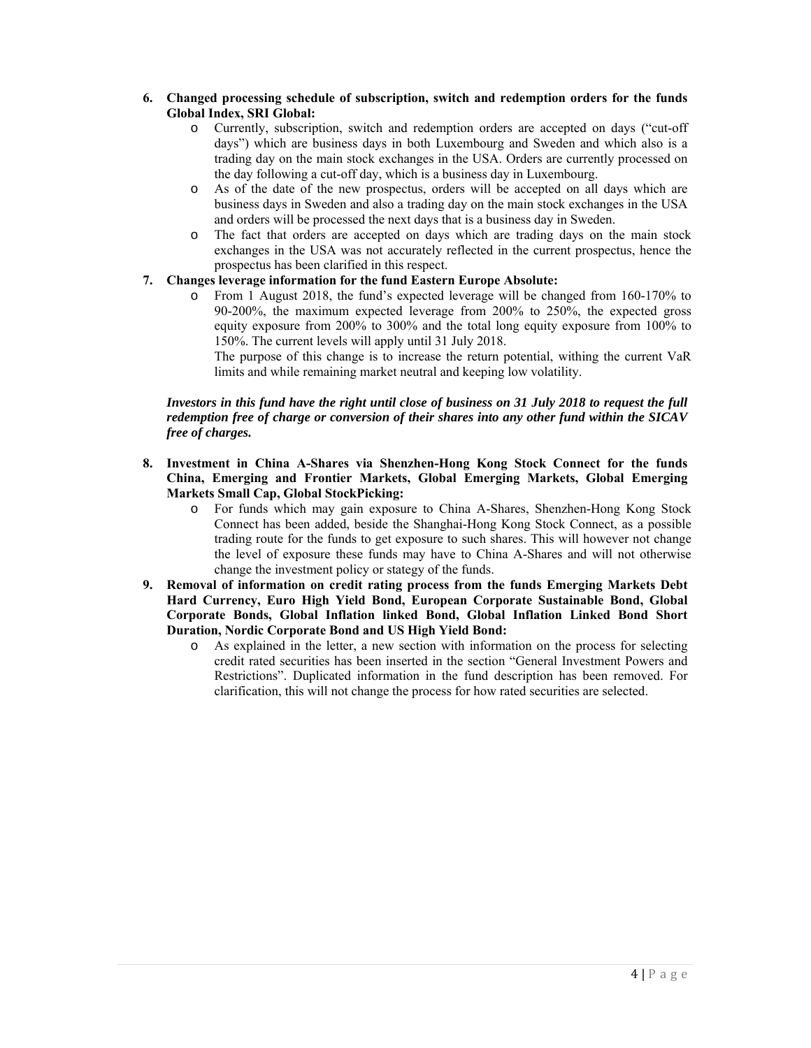6. **Changed processing schedule of subscription, switch and redemption orders for the funds Global Index, SRI Global:**
   - Currently, subscription, switch and redemption orders are accepted on days ("cut-off days") which are business days in both Luxembourg and Sweden and which also is a trading day on the main stock exchanges in the USA. Orders are currently processed on the day following a cut-off day, which is a business day in Luxembourg.
   - As of the date of the new prospectus, orders will be accepted on all days which are business days in Sweden and also a trading day on the main stock exchanges in the USA and orders will be processed the next days that is a business day in Sweden.
   - The fact that orders are accepted on days which are trading days on the main stock exchanges in the USA was not accurately reflected in the current prospectus, hence the prospectus has been clarified in this respect.
7. **Changes leverage information for the fund Eastern Europe Absolute:**
   - From 1 August 2018, the fund's expected leverage will be changed from 160-170% to 90-200%, the maximum expected leverage from 200% to 250%, the expected gross equity exposure from 200% to 300% and the total long equity exposure from 100% to 150%. The current levels will apply until 31 July 2018.

     The purpose of this change is to increase the return potential, withing the current VaR limits and while remaining market neutral and keeping low volatility.

   ***Investors in this fund have the right until close of business on 31 July 2018 to request the full redemption free of charge or conversion of their shares into any other fund within the SICAV free of charges.***

8. **Investment in China A-Shares via Shenzhen-Hong Kong Stock Connect for the funds China, Emerging and Frontier Markets, Global Emerging Markets, Global Emerging Markets Small Cap, Global StockPicking:**
   - For funds which may gain exposure to China A-Shares, Shenzhen-Hong Kong Stock Connect has been added, beside the Shanghai-Hong Kong Stock Connect, as a possible trading route for the funds to get exposure to such shares. This will however not change the level of exposure these funds may have to China A-Shares and will not otherwise change the investment policy or stategy of the funds.
9. **Removal of information on credit rating process from the funds Emerging Markets Debt Hard Currency, Euro High Yield Bond, European Corporate Sustainable Bond, Global Corporate Bonds, Global Inflation linked Bond, Global Inflation Linked Bond Short Duration, Nordic Corporate Bond and US High Yield Bond:**
   - As explained in the letter, a new section with information on the process for selecting credit rated securities has been inserted in the section "General Investment Powers and Restrictions". Duplicated information in the fund description has been removed. For clarification, this will not change the process for how rated securities are selected.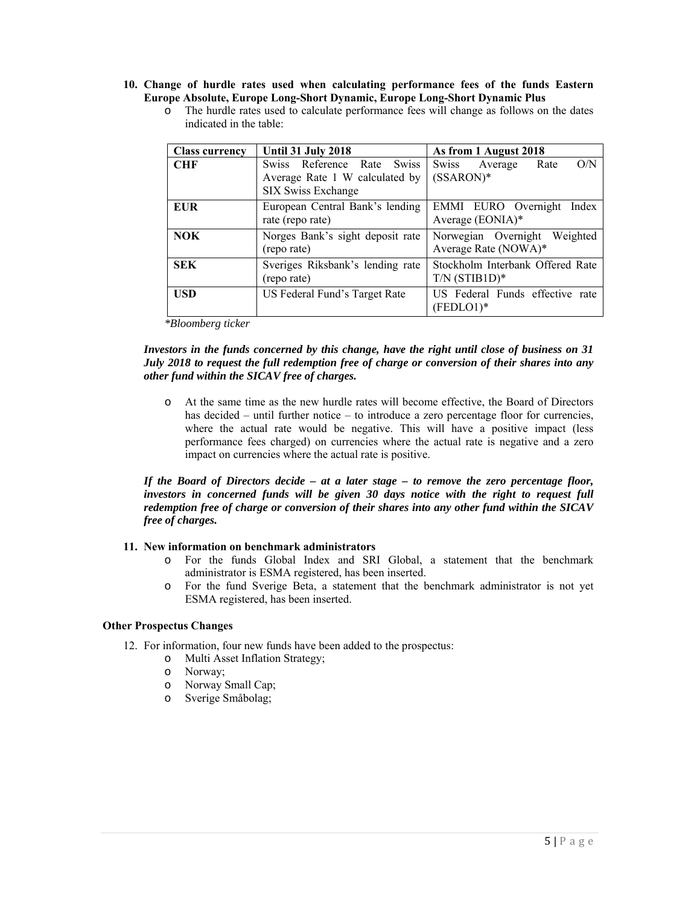10. **Change of hurdle rates used when calculating performance fees of the funds Eastern Europe Absolute, Europe Long-Short Dynamic, Europe Long-Short Dynamic Plus**
    - The hurdle rates used to calculate performance fees will change as follows on the dates indicated in the table:

| Class currency | Until 31 July 2018 | As from 1 August 2018 |
|---|---|---|
| **CHF** | Swiss Reference Rate Swiss Average Rate 1 W calculated by SIX Swiss Exchange | Swiss Average Rate O/N (SSARON)* |
| **EUR** | European Central Bank's lending rate (repo rate) | EMMI EURO Overnight Index Average (EONIA)* |
| **NOK** | Norges Bank's sight deposit rate (repo rate) | Norwegian Overnight Weighted Average Rate (NOWA)* |
| **SEK** | Sveriges Riksbank's lending rate (repo rate) | Stockholm Interbank Offered Rate T/N (STIB1D)* |
| **USD** | US Federal Fund's Target Rate | US Federal Funds effective rate (FEDLO1)* |

*\*Bloomberg ticker*

***Investors in the funds concerned by this change, have the right until close of business on 31 July 2018 to request the full redemption free of charge or conversion of their shares into any other fund within the SICAV free of charges.***

- At the same time as the new hurdle rates will become effective, the Board of Directors has decided – until further notice – to introduce a zero percentage floor for currencies, where the actual rate would be negative. This will have a positive impact (less performance fees charged) on currencies where the actual rate is negative and a zero impact on currencies where the actual rate is positive.

***If the Board of Directors decide – at a later stage – to remove the zero percentage floor, investors in concerned funds will be given 30 days notice with the right to request full redemption free of charge or conversion of their shares into any other fund within the SICAV free of charges.***

11. **New information on benchmark administrators**
    - For the funds Global Index and SRI Global, a statement that the benchmark administrator is ESMA registered, has been inserted.
    - For the fund Sverige Beta, a statement that the benchmark administrator is not yet ESMA registered, has been inserted.

**Other Prospectus Changes**

12. For information, four new funds have been added to the prospectus:
    - Multi Asset Inflation Strategy;
    - Norway;
    - Norway Small Cap;
    - Sverige Småbolag;